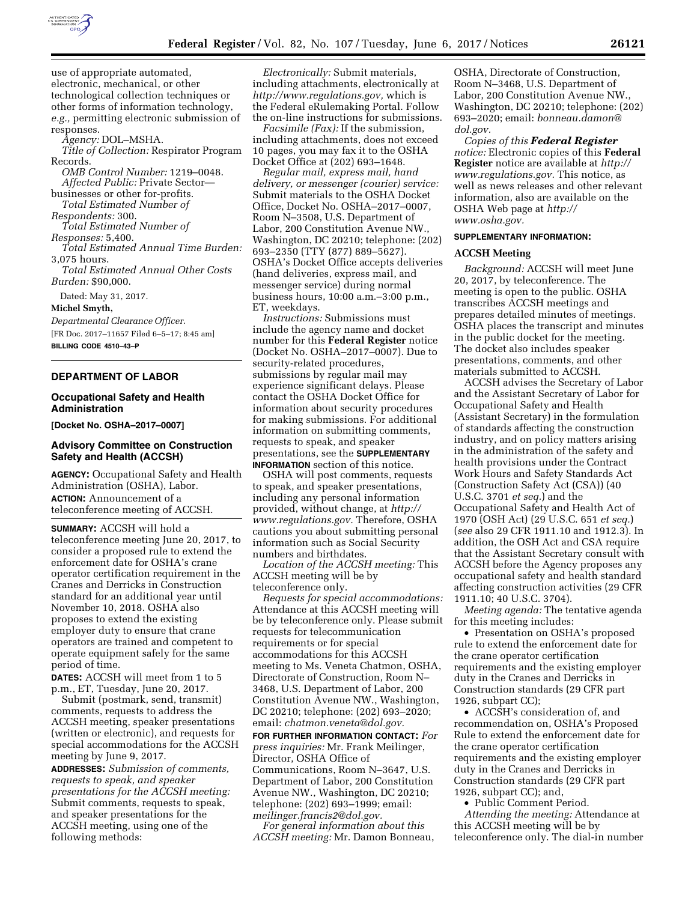use of appropriate automated, electronic, mechanical, or other technological collection techniques or other forms of information technology, *e.g.,* permitting electronic submission of responses.

*Agency:* DOL–MSHA.

*Title of Collection:* Respirator Program Records.

*OMB Control Number:* 1219–0048.

*Affected Public:* Private Sector—businesses or other for-profits.

*Total Estimated Number of Respondents:* 300.

*Total Estimated Number of Responses:* 5,400.

*Total Estimated Annual Time Burden:* 3,075 hours.

*Total Estimated Annual Other Costs Burden:* $90,000.

Dated: May 31, 2017.

**Michel Smyth,**

*Departmental Clearance Officer.*

[FR Doc. 2017–11657 Filed 6–5–17; 8:45 am]

**BILLING CODE 4510–43–P**

---

## DEPARTMENT OF LABOR

### Occupational Safety and Health Administration

**[Docket No. OSHA–2017–0007]**

### Advisory Committee on Construction Safety and Health (ACCSH)

**AGENCY:** Occupational Safety and Health Administration (OSHA), Labor.

**ACTION:** Announcement of a teleconference meeting of ACCSH.

**SUMMARY:** ACCSH will hold a teleconference meeting June 20, 2017, to consider a proposed rule to extend the enforcement date for OSHA's crane operator certification requirement in the Cranes and Derricks in Construction standard for an additional year until November 10, 2018. OSHA also proposes to extend the existing employer duty to ensure that crane operators are trained and competent to operate equipment safely for the same period of time.

**DATES:** ACCSH will meet from 1 to 5 p.m., ET, Tuesday, June 20, 2017.

Submit (postmark, send, transmit) comments, requests to address the ACCSH meeting, speaker presentations (written or electronic), and requests for special accommodations for the ACCSH meeting by June 9, 2017.

**ADDRESSES:** *Submission of comments, requests to speak, and speaker presentations for the ACCSH meeting:* Submit comments, requests to speak, and speaker presentations for the ACCSH meeting, using one of the following methods:

*Electronically:* Submit materials, including attachments, electronically at *http://www.regulations.gov,* which is the Federal eRulemaking Portal. Follow the on-line instructions for submissions.

*Facsimile (Fax):* If the submission, including attachments, does not exceed 10 pages, you may fax it to the OSHA Docket Office at (202) 693–1648.

*Regular mail, express mail, hand delivery, or messenger (courier) service:* Submit materials to the OSHA Docket Office, Docket No. OSHA–2017–0007, Room N–3508, U.S. Department of Labor, 200 Constitution Avenue NW., Washington, DC 20210; telephone: (202) 693–2350 (TTY (877) 889–5627). OSHA's Docket Office accepts deliveries (hand deliveries, express mail, and messenger service) during normal business hours, 10:00 a.m.–3:00 p.m., ET, weekdays.

*Instructions:* Submissions must include the agency name and docket number for this **Federal Register** notice (Docket No. OSHA–2017–0007). Due to security-related procedures, submissions by regular mail may experience significant delays. Please contact the OSHA Docket Office for information about security procedures for making submissions. For additional information on submitting comments, requests to speak, and speaker presentations, see the **SUPPLEMENTARY INFORMATION** section of this notice.

OSHA will post comments, requests to speak, and speaker presentations, including any personal information provided, without change, at *http://www.regulations.gov.* Therefore, OSHA cautions you about submitting personal information such as Social Security numbers and birthdates.

*Location of the ACCSH meeting:* This ACCSH meeting will be by teleconference only.

*Requests for special accommodations:* Attendance at this ACCSH meeting will be by teleconference only. Please submit requests for telecommunication requirements or for special accommodations for this ACCSH meeting to Ms. Veneta Chatmon, OSHA, Directorate of Construction, Room N–3468, U.S. Department of Labor, 200 Constitution Avenue NW., Washington, DC 20210; telephone: (202) 693–2020; email: *chatmon.veneta@dol.gov.*

**FOR FURTHER INFORMATION CONTACT:** *For press inquiries:* Mr. Frank Meilinger, Director, OSHA Office of Communications, Room N–3647, U.S. Department of Labor, 200 Constitution Avenue NW., Washington, DC 20210; telephone: (202) 693–1999; email: *meilinger.francis2@dol.gov.*

*For general information about this ACCSH meeting:* Mr. Damon Bonneau, OSHA, Directorate of Construction, Room N–3468, U.S. Department of Labor, 200 Constitution Avenue NW., Washington, DC 20210; telephone: (202) 693–2020; email: *bonneau.damon@dol.gov.*

*Copies of this* ***Federal Register*** *notice:* Electronic copies of this **Federal Register** notice are available at *http://www.regulations.gov.* This notice, as well as news releases and other relevant information, also are available on the OSHA Web page at *http://www.osha.gov.*

**SUPPLEMENTARY INFORMATION:**

**ACCSH Meeting**

*Background:* ACCSH will meet June 20, 2017, by teleconference. The meeting is open to the public. OSHA transcribes ACCSH meetings and prepares detailed minutes of meetings. OSHA places the transcript and minutes in the public docket for the meeting. The docket also includes speaker presentations, comments, and other materials submitted to ACCSH.

ACCSH advises the Secretary of Labor and the Assistant Secretary of Labor for Occupational Safety and Health (Assistant Secretary) in the formulation of standards affecting the construction industry, and on policy matters arising in the administration of the safety and health provisions under the Contract Work Hours and Safety Standards Act (Construction Safety Act (CSA)) (40 U.S.C. 3701 *et seq.*) and the Occupational Safety and Health Act of 1970 (OSH Act) (29 U.S.C. 651 *et seq.*) (*see* also 29 CFR 1911.10 and 1912.3). In addition, the OSH Act and CSA require that the Assistant Secretary consult with ACCSH before the Agency proposes any occupational safety and health standard affecting construction activities (29 CFR 1911.10; 40 U.S.C. 3704).

*Meeting agenda:* The tentative agenda for this meeting includes:

- Presentation on OSHA's proposed rule to extend the enforcement date for the crane operator certification requirements and the existing employer duty in the Cranes and Derricks in Construction standards (29 CFR part 1926, subpart CC);
- ACCSH's consideration of, and recommendation on, OSHA's Proposed Rule to extend the enforcement date for the crane operator certification requirements and the existing employer duty in the Cranes and Derricks in Construction standards (29 CFR part 1926, subpart CC); and,
- Public Comment Period.

*Attending the meeting:* Attendance at this ACCSH meeting will be by teleconference only. The dial-in number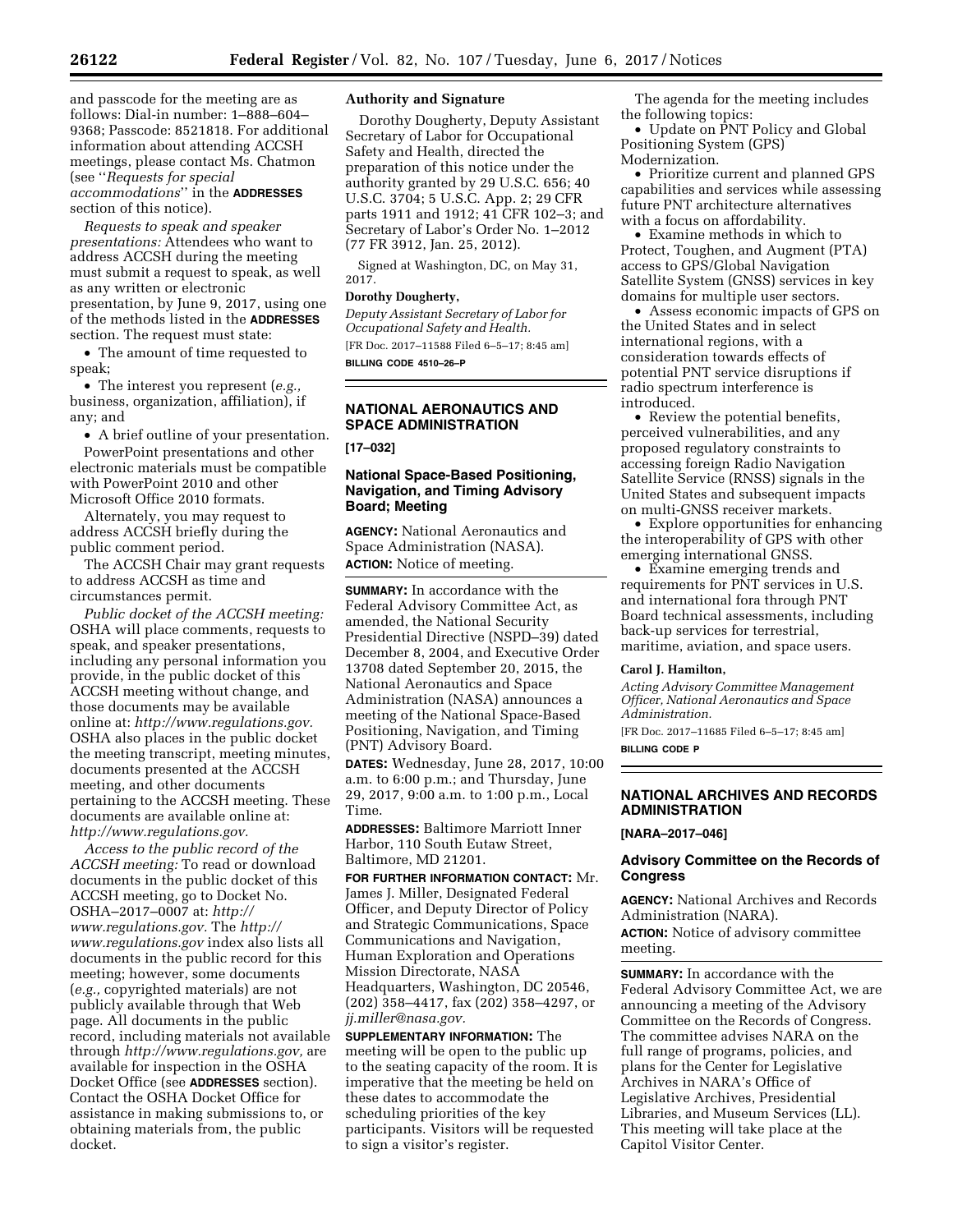and passcode for the meeting are as follows: Dial-in number: 1–888–604–9368; Passcode: 8521818. For additional information about attending ACCSH meetings, please contact Ms. Chatmon (see "*Requests for special accommodations*" in the **ADDRESSES** section of this notice).

*Requests to speak and speaker presentations:* Attendees who want to address ACCSH during the meeting must submit a request to speak, as well as any written or electronic presentation, by June 9, 2017, using one of the methods listed in the **ADDRESSES** section. The request must state:

- The amount of time requested to speak;
- The interest you represent (*e.g.,* business, organization, affiliation), if any; and
- A brief outline of your presentation.

PowerPoint presentations and other electronic materials must be compatible with PowerPoint 2010 and other Microsoft Office 2010 formats.

Alternately, you may request to address ACCSH briefly during the public comment period.

The ACCSH Chair may grant requests to address ACCSH as time and circumstances permit.

*Public docket of the ACCSH meeting:* OSHA will place comments, requests to speak, and speaker presentations, including any personal information you provide, in the public docket of this ACCSH meeting without change, and those documents may be available online at: *http://www.regulations.gov.* OSHA also places in the public docket the meeting transcript, meeting minutes, documents presented at the ACCSH meeting, and other documents pertaining to the ACCSH meeting. These documents are available online at: *http://www.regulations.gov.*

*Access to the public record of the ACCSH meeting:* To read or download documents in the public docket of this ACCSH meeting, go to Docket No. OSHA–2017–0007 at: *http://www.regulations.gov.* The *http://www.regulations.gov* index also lists all documents in the public record for this meeting; however, some documents (*e.g.,* copyrighted materials) are not publicly available through that Web page. All documents in the public record, including materials not available through *http://www.regulations.gov,* are available for inspection in the OSHA Docket Office (see **ADDRESSES** section). Contact the OSHA Docket Office for assistance in making submissions to, or obtaining materials from, the public docket.

### Authority and Signature

Dorothy Dougherty, Deputy Assistant Secretary of Labor for Occupational Safety and Health, directed the preparation of this notice under the authority granted by 29 U.S.C. 656; 40 U.S.C. 3704; 5 U.S.C. App. 2; 29 CFR parts 1911 and 1912; 41 CFR 102–3; and Secretary of Labor's Order No. 1–2012 (77 FR 3912, Jan. 25, 2012).

Signed at Washington, DC, on May 31, 2017.

**Dorothy Dougherty,**

*Deputy Assistant Secretary of Labor for Occupational Safety and Health.*

[FR Doc. 2017–11588 Filed 6–5–17; 8:45 am]

**BILLING CODE 4510–26–P**

## NATIONAL AERONAUTICS AND SPACE ADMINISTRATION

**[17–032]**

### National Space-Based Positioning, Navigation, and Timing Advisory Board; Meeting

**AGENCY:** National Aeronautics and Space Administration (NASA).

**ACTION:** Notice of meeting.

**SUMMARY:** In accordance with the Federal Advisory Committee Act, as amended, the National Security Presidential Directive (NSPD–39) dated December 8, 2004, and Executive Order 13708 dated September 20, 2015, the National Aeronautics and Space Administration (NASA) announces a meeting of the National Space-Based Positioning, Navigation, and Timing (PNT) Advisory Board.

**DATES:** Wednesday, June 28, 2017, 10:00 a.m. to 6:00 p.m.; and Thursday, June 29, 2017, 9:00 a.m. to 1:00 p.m., Local Time.

**ADDRESSES:** Baltimore Marriott Inner Harbor, 110 South Eutaw Street, Baltimore, MD 21201.

**FOR FURTHER INFORMATION CONTACT:** Mr. James J. Miller, Designated Federal Officer, and Deputy Director of Policy and Strategic Communications, Space Communications and Navigation, Human Exploration and Operations Mission Directorate, NASA Headquarters, Washington, DC 20546, (202) 358–4417, fax (202) 358–4297, or *jj.miller@nasa.gov.*

**SUPPLEMENTARY INFORMATION:** The meeting will be open to the public up to the seating capacity of the room. It is imperative that the meeting be held on these dates to accommodate the scheduling priorities of the key participants. Visitors will be requested to sign a visitor's register.

The agenda for the meeting includes the following topics:

- Update on PNT Policy and Global Positioning System (GPS) Modernization.
- Prioritize current and planned GPS capabilities and services while assessing future PNT architecture alternatives with a focus on affordability.
- Examine methods in which to Protect, Toughen, and Augment (PTA) access to GPS/Global Navigation Satellite System (GNSS) services in key domains for multiple user sectors.
- Assess economic impacts of GPS on the United States and in select international regions, with a consideration towards effects of potential PNT service disruptions if radio spectrum interference is introduced.
- Review the potential benefits, perceived vulnerabilities, and any proposed regulatory constraints to accessing foreign Radio Navigation Satellite Service (RNSS) signals in the United States and subsequent impacts on multi-GNSS receiver markets.
- Explore opportunities for enhancing the interoperability of GPS with other emerging international GNSS.
- Examine emerging trends and requirements for PNT services in U.S. and international fora through PNT Board technical assessments, including back-up services for terrestrial, maritime, aviation, and space users.

**Carol J. Hamilton,**

*Acting Advisory Committee Management Officer, National Aeronautics and Space Administration.*

[FR Doc. 2017–11685 Filed 6–5–17; 8:45 am]

**BILLING CODE P**

## NATIONAL ARCHIVES AND RECORDS ADMINISTRATION

**[NARA–2017–046]**

### Advisory Committee on the Records of Congress

**AGENCY:** National Archives and Records Administration (NARA).

**ACTION:** Notice of advisory committee meeting.

**SUMMARY:** In accordance with the Federal Advisory Committee Act, we are announcing a meeting of the Advisory Committee on the Records of Congress. The committee advises NARA on the full range of programs, policies, and plans for the Center for Legislative Archives in NARA's Office of Legislative Archives, Presidential Libraries, and Museum Services (LL). This meeting will take place at the Capitol Visitor Center.